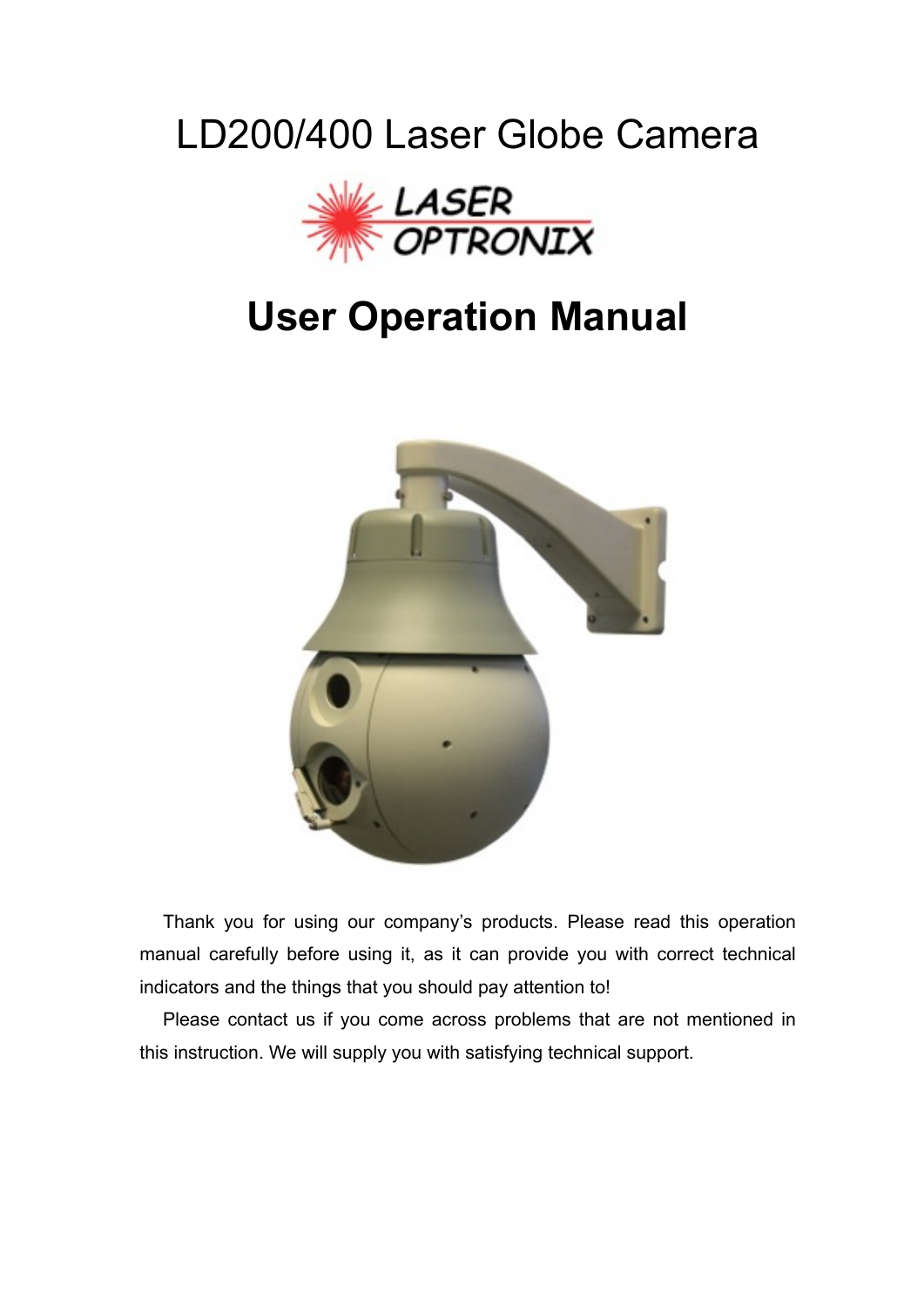# LD200/400 Laser Globe Camera

LASER OPTRONIX

# User Operation Manual

Thank you for using our company's products. Please read this operation manual carefully before using it, as it can provide you with correct technical indicators and the things that you should pay attention to!

Please contact us if you come across problems that are not mentioned in this instruction. We will supply you with satisfying technical support.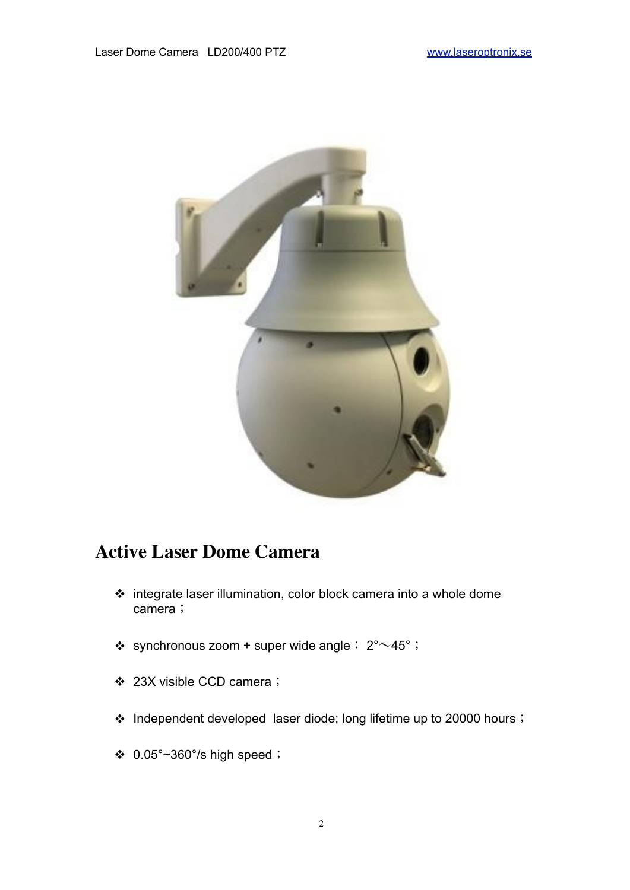# Active Laser Dome Camera

- integrate laser illumination, color block camera into a whole dome camera；
- synchronous zoom + super wide angle： 2°～45°；
- 23X visible CCD camera；
- Independent developed  laser diode; long lifetime up to 20000 hours；
- 0.05°~360°/s high speed；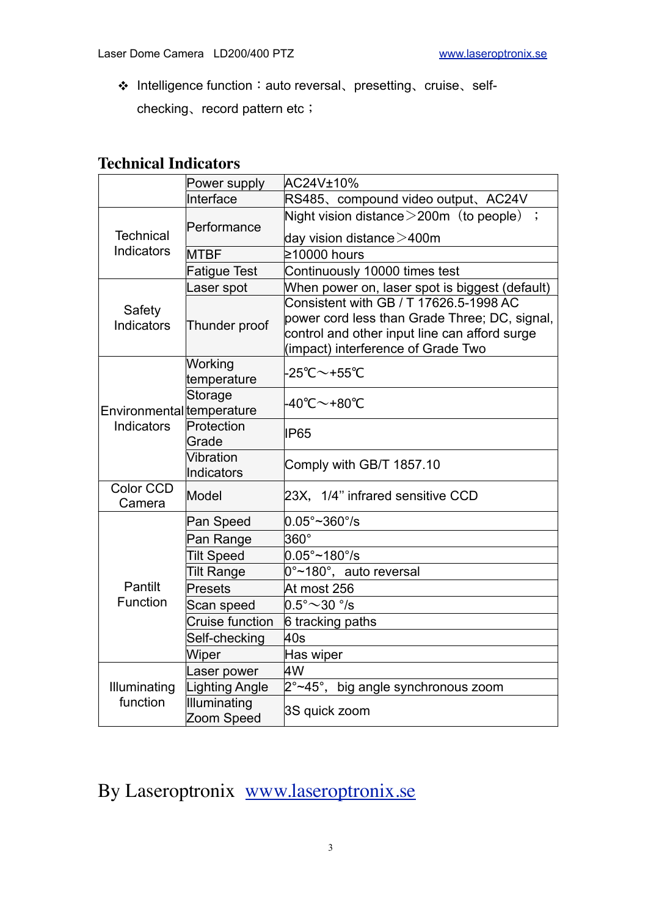❖ Intelligence function：auto reversal、presetting、cruise、self-checking、record pattern etc；

## Technical Indicators

| | | |
|---|---|---|
| | Power supply | AC24V±10% |
| | Interface | RS485、compound video output、AC24V |
| Technical Indicators | Performance | Night vision distance＞200m（to people）；day vision distance＞400m |
| | MTBF | ≥10000 hours |
| | Fatigue Test | Continuously 10000 times test |
| Safety Indicators | Laser spot | When power on, laser spot is biggest (default) |
| | Thunder proof | Consistent with GB / T 17626.5-1998 AC power cord less than Grade Three; DC, signal, control and other input line can afford surge (impact) interference of Grade Two |
| Environmental Indicators | Working temperature | -25℃～+55℃ |
| | Storage temperature | -40℃～+80℃ |
| | Protection Grade | IP65 |
| | Vibration Indicators | Comply with GB/T 1857.10 |
| Color CCD Camera | Model | 23X, 1/4" infrared sensitive CCD |
| Pantilt Function | Pan Speed | 0.05°~360°/s |
| | Pan Range | 360° |
| | Tilt Speed | 0.05°~180°/s |
| | Tilt Range | 0°~180°, auto reversal |
| | Presets | At most 256 |
| | Scan speed | 0.5°～30 °/s |
| | Cruise function | 6 tracking paths |
| | Self-checking | 40s |
| | Wiper | Has wiper |
| Illuminating function | Laser power | 4W |
| | Lighting Angle | 2°~45°, big angle synchronous zoom |
| | Illuminating Zoom Speed | 3S quick zoom |

By Laseroptronix www.laseroptronix.se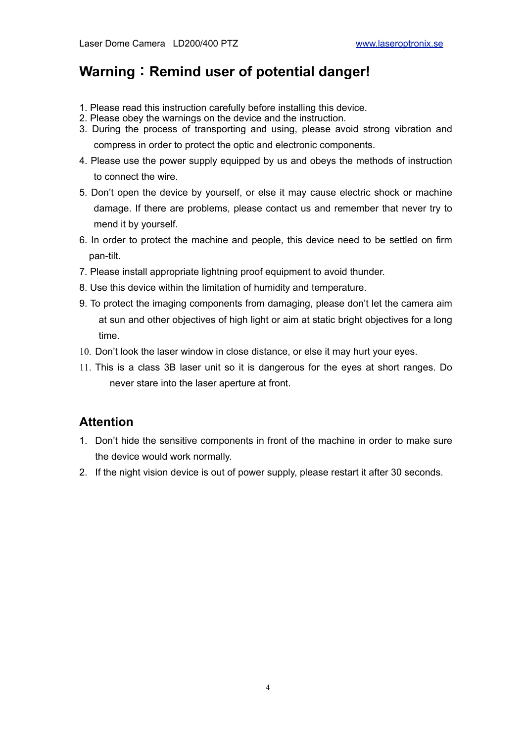## Warning：Remind user of potential danger!

1. Please read this instruction carefully before installing this device.
2. Please obey the warnings on the device and the instruction.
3. During the process of transporting and using, please avoid strong vibration and compress in order to protect the optic and electronic components.
4. Please use the power supply equipped by us and obeys the methods of instruction to connect the wire.
5. Don't open the device by yourself, or else it may cause electric shock or machine damage. If there are problems, please contact us and remember that never try to mend it by yourself.
6. In order to protect the machine and people, this device need to be settled on firm pan-tilt.
7. Please install appropriate lightning proof equipment to avoid thunder.
8. Use this device within the limitation of humidity and temperature.
9. To protect the imaging components from damaging, please don't let the camera aim at sun and other objectives of high light or aim at static bright objectives for a long time.
10. Don't look the laser window in close distance, or else it may hurt your eyes.
11. This is a class 3B laser unit so it is dangerous for the eyes at short ranges. Do never stare into the laser aperture at front.

## Attention

1. Don't hide the sensitive components in front of the machine in order to make sure the device would work normally.
2. If the night vision device is out of power supply, please restart it after 30 seconds.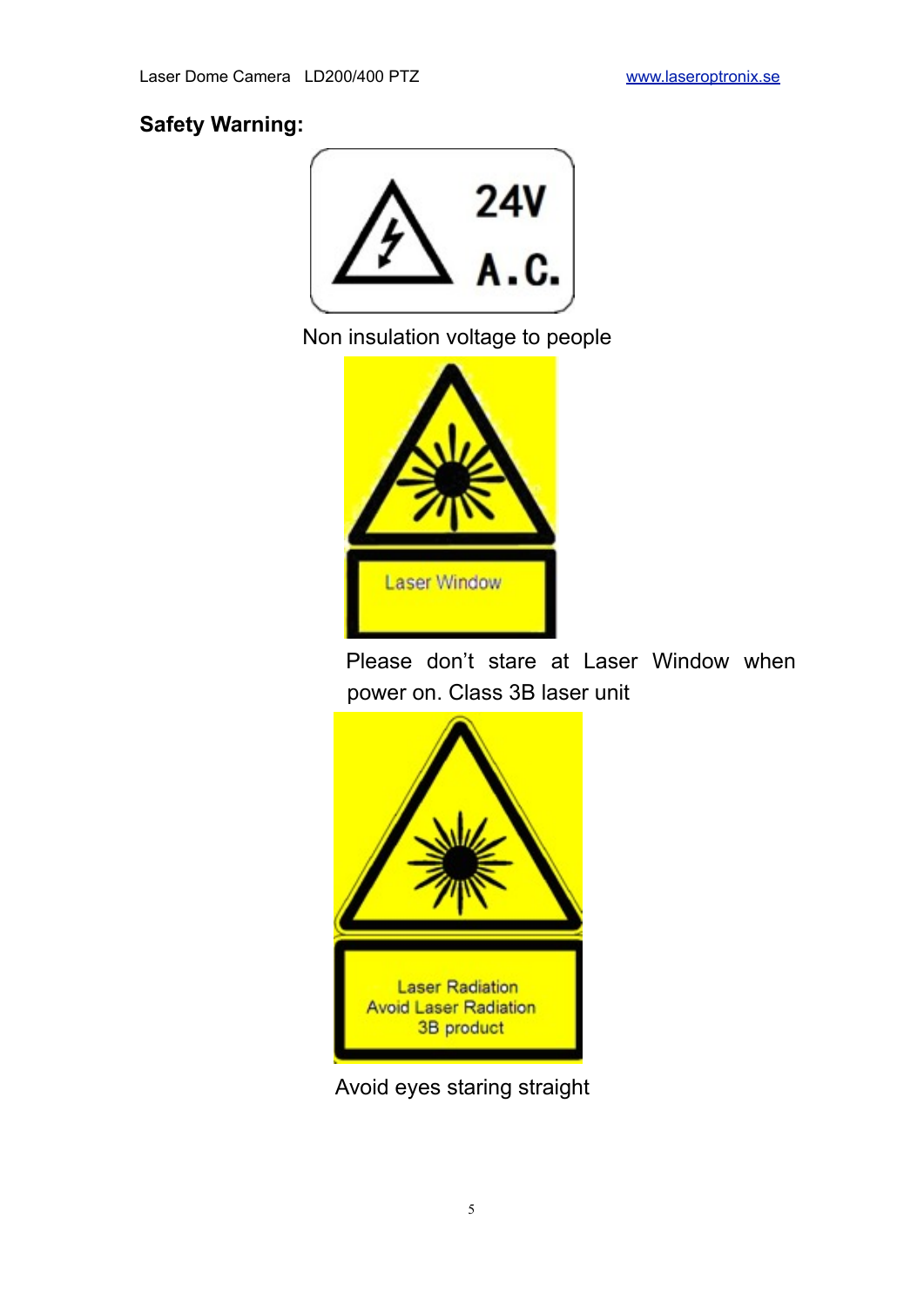## Safety Warning:

24V A.C.

Non insulation voltage to people

Laser Window

Please don't stare at Laser Window when power on. Class 3B laser unit

Laser Radiation
Avoid Laser Radiation
3B product

Avoid eyes staring straight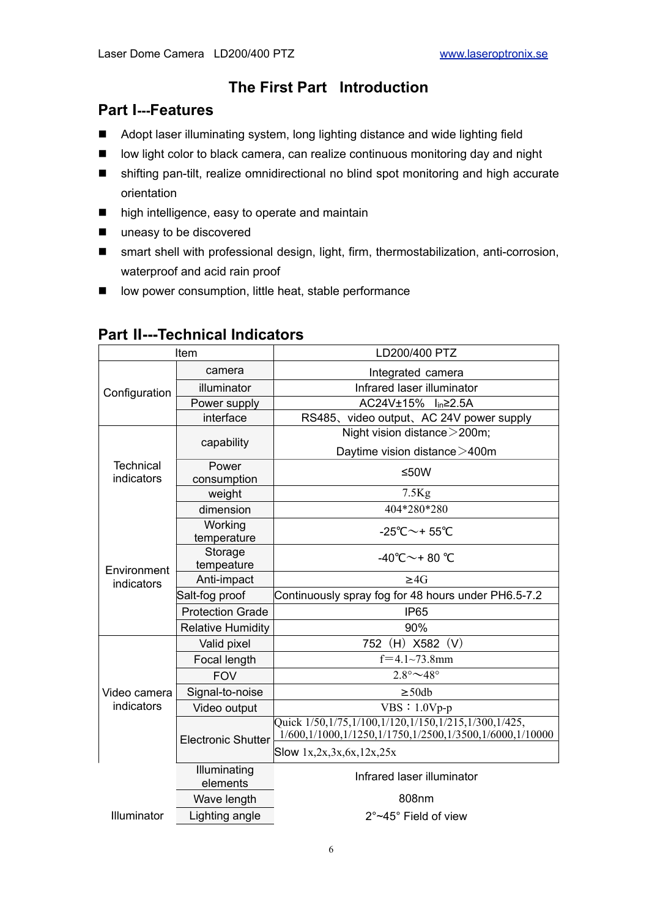# The First Part　Introduction

## Part I---Features

- Adopt laser illuminating system, long lighting distance and wide lighting field
- low light color to black camera, can realize continuous monitoring day and night
- shifting pan-tilt, realize omnidirectional no blind spot monitoring and high accurate orientation
- high intelligence, easy to operate and maintain
- uneasy to be discovered
- smart shell with professional design, light, firm, thermostabilization, anti-corrosion, waterproof and acid rain proof
- low power consumption, little heat, stable performance

## Part II---Technical Indicators

| Item | | LD200/400 PTZ |
|---|---|---|
| Configuration | camera | Integrated camera |
| | illuminator | Infrared laser illuminator |
| | Power supply | AC24V±15%　$I_{in}$≥2.5A |
| | interface | RS485、video output、AC 24V power supply |
| Technical indicators | capability | Night vision distance＞200m; Daytime vision distance＞400m |
| | Power consumption | ≤50W |
| | weight | 7.5Kg |
| | dimension | 404*280*280 |
| Environment indicators | Working temperature | -25℃～+ 55℃ |
| | Storage tempeature | -40℃～+ 80 ℃ |
| | Anti-impact | ≥4G |
| | Salt-fog proof | Continuously spray fog for 48 hours under PH6.5-7.2 |
| | Protection Grade | IP65 |
| | Relative Humidity | 90% |
| Video camera indicators | Valid pixel | 752（H）X582（V） |
| | Focal length | f＝4.1~73.8mm |
| | FOV | 2.8°～48° |
| | Signal-to-noise | ≥50db |
| | Video output | VBS：1.0Vp-p |
| | Electronic Shutter | Quick 1/50,1/75,1/100,1/120,1/150,1/215,1/300,1/425, 1/600,1/1000,1/1250,1/1750,1/2500,1/3500,1/6000,1/10000 |
| | | Slow 1x,2x,3x,6x,12x,25x |
| Illuminator | Illuminating elements | Infrared laser illuminator |
| | Wave length | 808nm |
| | Lighting angle | 2°~45° Field of view |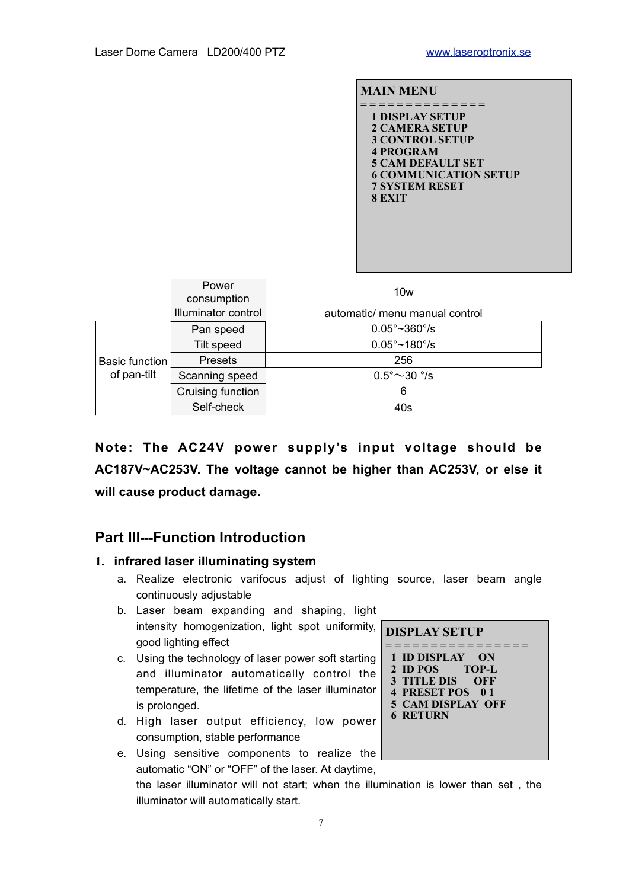**MAIN MENU**

```
MAIN MENU
=============
  1 DISPLAY SETUP
  2 CAMERA SETUP
  3 CONTROL SETUP
  4 PROGRAM
  5 CAM DEFAULT SET
  6 COMMUNICATION SETUP
  7 SYSTEM RESET
  8 EXIT
```

| | | |
|---|---|---|
| | Power consumption | 10w |
| | Illuminator control | automatic/ menu manual control |
| Basic function of pan-tilt | Pan speed | 0.05°~360°/s |
| | Tilt speed | 0.05°~180°/s |
| | Presets | 256 |
| | Scanning speed | 0.5°～30 °/s |
| | Cruising function | 6 |
| | Self-check | 40s |

**Note: The AC24V power supply's input voltage should be AC187V~AC253V. The voltage cannot be higher than AC253V, or else it will cause product damage.**

## Part III---Function Introduction

### 1. infrared laser illuminating system

a. Realize electronic varifocus adjust of lighting source, laser beam angle continuously adjustable
b. Laser beam expanding and shaping, light intensity homogenization, light spot uniformity, good lighting effect
c. Using the technology of laser power soft starting and illuminator automatically control the temperature, the lifetime of the laser illuminator is prolonged.
d. High laser output efficiency, low power consumption, stable performance
e. Using sensitive components to realize the automatic "ON" or "OFF" of the laser. At daytime, the laser illuminator will not start; when the illumination is lower than set , the illuminator will automatically start.

```
DISPLAY SETUP
===============
 1 ID DISPLAY    ON
 2 ID POS       TOP-L
 3 TITLE DIS     OFF
 4 PRESET POS    0 1
 5 CAM DISPLAY  OFF
 6 RETURN
```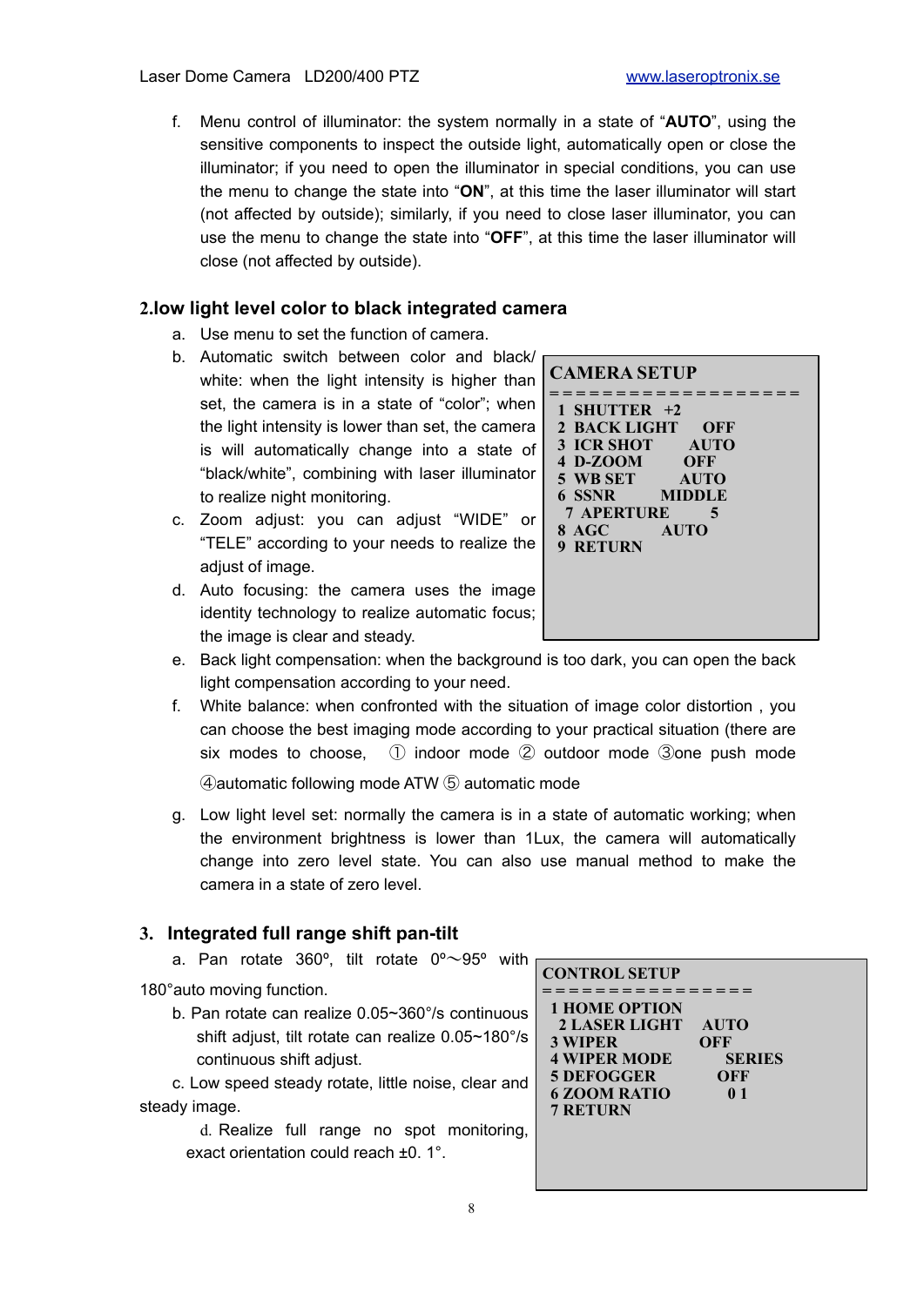f. Menu control of illuminator: the system normally in a state of “**AUTO**”, using the sensitive components to inspect the outside light, automatically open or close the illuminator; if you need to open the illuminator in special conditions, you can use the menu to change the state into “**ON**”, at this time the laser illuminator will start (not affected by outside); similarly, if you need to close laser illuminator, you can use the menu to change the state into “**OFF**”, at this time the laser illuminator will close (not affected by outside).

## 2.low light level color to black integrated camera

a. Use menu to set the function of camera.

b. Automatic switch between color and black/ white: when the light intensity is higher than set, the camera is in a state of “color”; when the light intensity is lower than set, the camera is will automatically change into a state of “black/white”, combining with laser illuminator to realize night monitoring.

c. Zoom adjust: you can adjust “WIDE” or “TELE” according to your needs to realize the adjust of image.

d. Auto focusing: the camera uses the image identity technology to realize automatic focus; the image is clear and steady.

```
CAMERA SETUP
==================
 1 SHUTTER  +2
 2 BACK LIGHT     OFF
 3 ICR SHOT       AUTO
 4 D-ZOOM         OFF
 5 WB SET         AUTO
 6 SSNR           MIDDLE
 7 APERTURE       5
 8 AGC            AUTO
 9 RETURN
```

e. Back light compensation: when the background is too dark, you can open the back light compensation according to your need.

f. White balance: when confronted with the situation of image color distortion , you can choose the best imaging mode according to your practical situation (there are six modes to choose, ① indoor mode ② outdoor mode ③one push mode ④automatic following mode ATW ⑤ automatic mode

g. Low light level set: normally the camera is in a state of automatic working; when the environment brightness is lower than 1Lux, the camera will automatically change into zero level state. You can also use manual method to make the camera in a state of zero level.

## 3. Integrated full range shift pan-tilt

a. Pan rotate 360º, tilt rotate 0º～95º with 180°auto moving function.

b. Pan rotate can realize 0.05~360°/s continuous shift adjust, tilt rotate can realize 0.05~180°/s continuous shift adjust.

c. Low speed steady rotate, little noise, clear and steady image.

d. Realize full range no spot monitoring, exact orientation could reach ±0. 1°.

```
CONTROL SETUP
================
 1 HOME OPTION
 2 LASER LIGHT    AUTO
 3 WIPER          OFF
 4 WIPER MODE     SERIES
 5 DEFOGGER       OFF
 6 ZOOM RATIO     0 1
 7 RETURN
```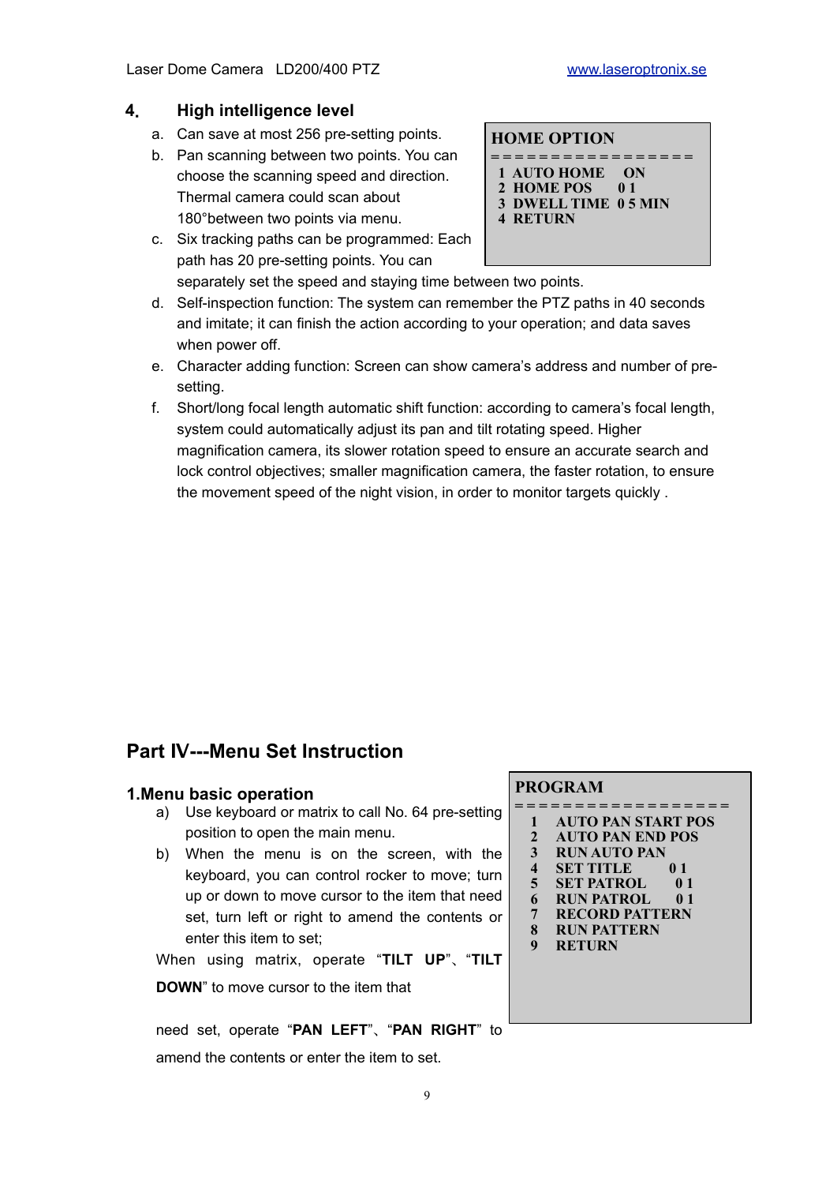## 4. High intelligence level

a. Can save at most 256 pre-setting points.

b. Pan scanning between two points. You can choose the scanning speed and direction. Thermal camera could scan about 180°between two points via menu.

c. Six tracking paths can be programmed: Each path has 20 pre-setting points. You can separately set the speed and staying time between two points.

d. Self-inspection function: The system can remember the PTZ paths in 40 seconds and imitate; it can finish the action according to your operation; and data saves when power off.

e. Character adding function: Screen can show camera's address and number of pre-setting.

f. Short/long focal length automatic shift function: according to camera's focal length, system could automatically adjust its pan and tilt rotating speed. Higher magnification camera, its slower rotation speed to ensure an accurate search and lock control objectives; smaller magnification camera, the faster rotation, to ensure the movement speed of the night vision, in order to monitor targets quickly .

```
HOME OPTION
================
 1 AUTO HOME    ON
 2 HOME POS     01
 3 DWELL TIME  05 MIN
 4 RETURN
```

# Part IV---Menu Set Instruction

## 1.Menu basic operation

a) Use keyboard or matrix to call No. 64 pre-setting position to open the main menu.

b) When the menu is on the screen, with the keyboard, you can control rocker to move; turn up or down to move cursor to the item that need set, turn left or right to amend the contents or enter this item to set;

When using matrix, operate "**TILT UP**"、"**TILT DOWN**" to move cursor to the item that need set, operate "**PAN LEFT**"、"**PAN RIGHT**" to amend the contents or enter the item to set.

```
PROGRAM
=================
 1  AUTO PAN START POS
 2  AUTO PAN END POS
 3  RUN AUTO PAN
 4  SET TITLE       01
 5  SET PATROL      01
 6  RUN PATROL      01
 7  RECORD PATTERN
 8  RUN PATTERN
 9  RETURN
```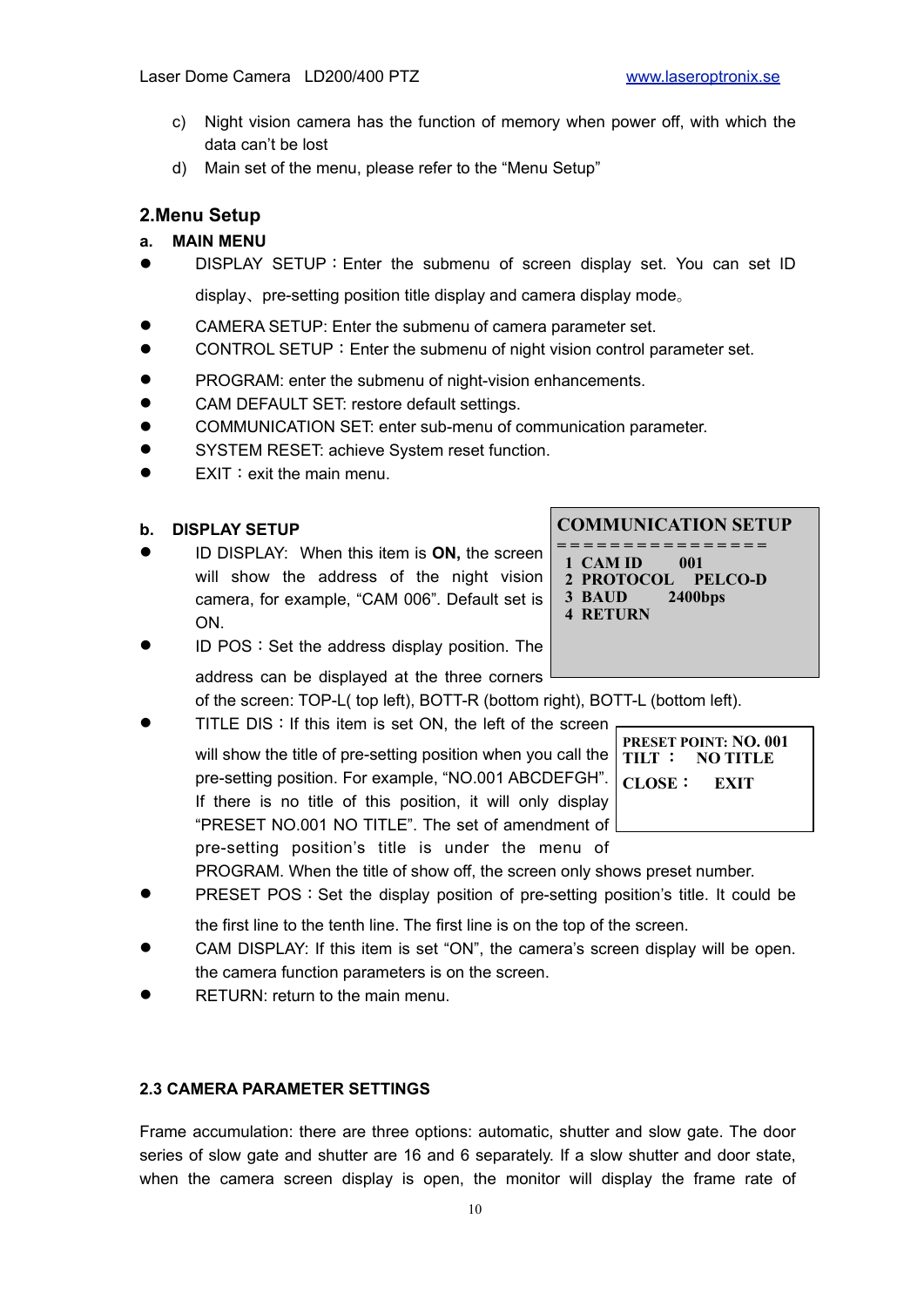c) Night vision camera has the function of memory when power off, with which the data can't be lost

d) Main set of the menu, please refer to the "Menu Setup"

## 2.Menu Setup

### a. MAIN MENU

- DISPLAY SETUP：Enter the submenu of screen display set. You can set ID display、pre-setting position title display and camera display mode。
- CAMERA SETUP: Enter the submenu of camera parameter set.
- CONTROL SETUP：Enter the submenu of night vision control parameter set.
- PROGRAM: enter the submenu of night-vision enhancements.
- CAM DEFAULT SET: restore default settings.
- COMMUNICATION SET: enter sub-menu of communication parameter.
- SYSTEM RESET: achieve System reset function.
- EXIT：exit the main menu.

### b. DISPLAY SETUP

```
COMMUNICATION SETUP
===============
 1 CAM ID       001
 2 PROTOCOL     PELCO-D
 3 BAUD         2400bps
 4 RETURN
```

- ID DISPLAY: When this item is **ON,** the screen will show the address of the night vision camera, for example, "CAM 006". Default set is ON.
- ID POS：Set the address display position. The address can be displayed at the three corners of the screen: TOP-L( top left), BOTT-R (bottom right), BOTT-L (bottom left).
- TITLE DIS：If this item is set ON, the left of the screen will show the title of pre-setting position when you call the pre-setting position. For example, "NO.001 ABCDEFGH". If there is no title of this position, it will only display "PRESET NO.001 NO TITLE". The set of amendment of pre-setting position's title is under the menu of PROGRAM. When the title of show off, the screen only shows preset number.

```
PRESET POINT: NO. 001
TILT：   NO TITLE
CLOSE：   EXIT
```

- PRESET POS：Set the display position of pre-setting position's title. It could be the first line to the tenth line. The first line is on the top of the screen.
- CAM DISPLAY: If this item is set "ON", the camera's screen display will be open. the camera function parameters is on the screen.
- RETURN: return to the main menu.

### 2.3 CAMERA PARAMETER SETTINGS

Frame accumulation: there are three options: automatic, shutter and slow gate. The door series of slow gate and shutter are 16 and 6 separately. If a slow shutter and door state, when the camera screen display is open, the monitor will display the frame rate of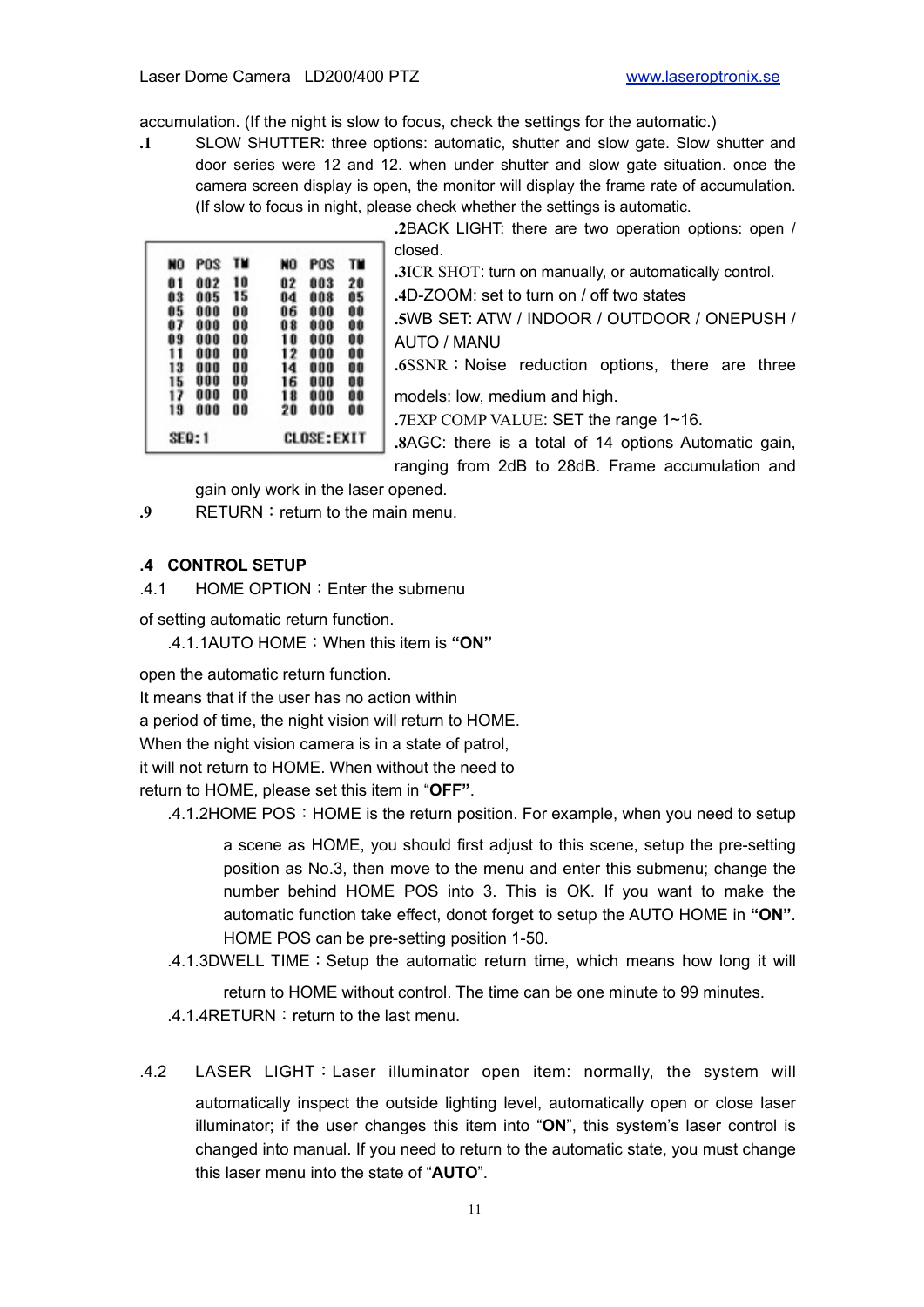accumulation. (If the night is slow to focus, check the settings for the automatic.)

**.1** SLOW SHUTTER: three options: automatic, shutter and slow gate. Slow shutter and door series were 12 and 12. when under shutter and slow gate situation. once the camera screen display is open, the monitor will display the frame rate of accumulation. (If slow to focus in night, please check whether the settings is automatic.

| NO | POS | TM | NO | POS | TM |
|---|---|---|---|---|---|
| 01 | 002 | 10 | 02 | 003 | 20 |
| 03 | 005 | 15 | 04 | 008 | 05 |
| 05 | 000 | 00 | 06 | 000 | 00 |
| 07 | 000 | 00 | 08 | 000 | 00 |
| 09 | 000 | 00 | 10 | 000 | 00 |
| 11 | 000 | 00 | 12 | 000 | 00 |
| 13 | 000 | 00 | 14 | 000 | 00 |
| 15 | 000 | 00 | 16 | 000 | 00 |
| 17 | 000 | 00 | 18 | 000 | 00 |
| 19 | 000 | 00 | 20 | 000 | 00 |
| SEQ:1 | | | CLOSE:EXIT | | |

**.2**BACK LIGHT: there are two operation options: open / closed.

**.3**ICR SHOT: turn on manually, or automatically control.

**.4**D-ZOOM: set to turn on / off two states

**.5**WB SET: ATW / INDOOR / OUTDOOR / ONEPUSH / AUTO / MANU

**.6**SSNR：Noise reduction options, there are three models: low, medium and high.

**.7**EXP COMP VALUE: SET the range 1~16.

**.8**AGC: there is a total of 14 options Automatic gain, ranging from 2dB to 28dB. Frame accumulation and gain only work in the laser opened.

**.9** RETURN：return to the main menu.

## .4 CONTROL SETUP

.4.1 HOME OPTION：Enter the submenu of setting automatic return function.

.4.1.1AUTO HOME：When this item is **“ON”** open the automatic return function. It means that if the user has no action within a period of time, the night vision will return to HOME. When the night vision camera is in a state of patrol, it will not return to HOME. When without the need to return to HOME, please set this item in “**OFF”**.

.4.1.2HOME POS：HOME is the return position. For example, when you need to setup a scene as HOME, you should first adjust to this scene, setup the pre-setting position as No.3, then move to the menu and enter this submenu; change the number behind HOME POS into 3. This is OK. If you want to make the automatic function take effect, donot forget to setup the AUTO HOME in **“ON”**. HOME POS can be pre-setting position 1-50.

.4.1.3DWELL TIME：Setup the automatic return time, which means how long it will return to HOME without control. The time can be one minute to 99 minutes.

.4.1.4RETURN：return to the last menu.

.4.2 LASER LIGHT：Laser illuminator open item: normally, the system will automatically inspect the outside lighting level, automatically open or close laser illuminator; if the user changes this item into “**ON**”, this system's laser control is changed into manual. If you need to return to the automatic state, you must change this laser menu into the state of “**AUTO**”.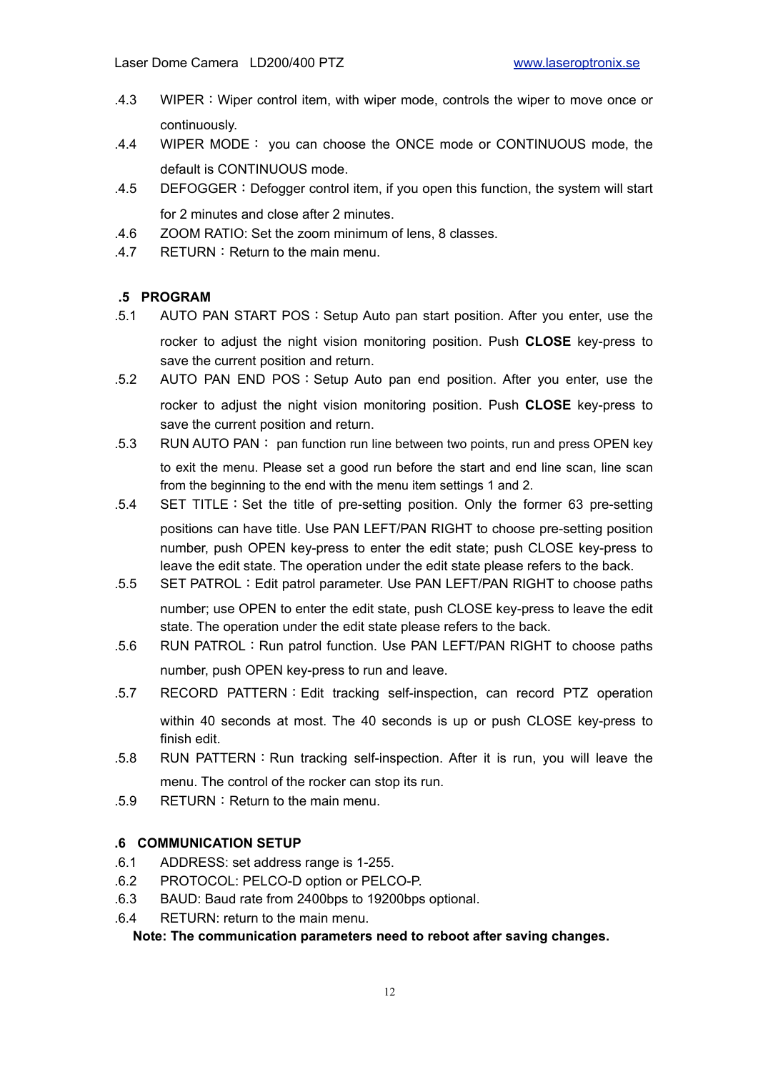.4.3 WIPER：Wiper control item, with wiper mode, controls the wiper to move once or continuously.

.4.4 WIPER MODE： you can choose the ONCE mode or CONTINUOUS mode, the default is CONTINUOUS mode.

.4.5 DEFOGGER：Defogger control item, if you open this function, the system will start for 2 minutes and close after 2 minutes.

.4.6 ZOOM RATIO: Set the zoom minimum of lens, 8 classes.

.4.7 RETURN：Return to the main menu.

### .5 PROGRAM

.5.1 AUTO PAN START POS：Setup Auto pan start position. After you enter, use the rocker to adjust the night vision monitoring position. Push **CLOSE** key-press to save the current position and return.

.5.2 AUTO PAN END POS：Setup Auto pan end position. After you enter, use the rocker to adjust the night vision monitoring position. Push **CLOSE** key-press to save the current position and return.

.5.3 RUN AUTO PAN： pan function run line between two points, run and press OPEN key to exit the menu. Please set a good run before the start and end line scan, line scan from the beginning to the end with the menu item settings 1 and 2.

.5.4 SET TITLE：Set the title of pre-setting position. Only the former 63 pre-setting positions can have title. Use PAN LEFT/PAN RIGHT to choose pre-setting position number, push OPEN key-press to enter the edit state; push CLOSE key-press to leave the edit state. The operation under the edit state please refers to the back.

.5.5 SET PATROL：Edit patrol parameter. Use PAN LEFT/PAN RIGHT to choose paths number; use OPEN to enter the edit state, push CLOSE key-press to leave the edit state. The operation under the edit state please refers to the back.

.5.6 RUN PATROL：Run patrol function. Use PAN LEFT/PAN RIGHT to choose paths number, push OPEN key-press to run and leave.

.5.7 RECORD PATTERN：Edit tracking self-inspection, can record PTZ operation within 40 seconds at most. The 40 seconds is up or push CLOSE key-press to finish edit.

.5.8 RUN PATTERN：Run tracking self-inspection. After it is run, you will leave the menu. The control of the rocker can stop its run.

.5.9 RETURN：Return to the main menu.

### .6 COMMUNICATION SETUP

.6.1 ADDRESS: set address range is 1-255.

.6.2 PROTOCOL: PELCO-D option or PELCO-P.

.6.3 BAUD: Baud rate from 2400bps to 19200bps optional.

.6.4 RETURN: return to the main menu.

**Note: The communication parameters need to reboot after saving changes.**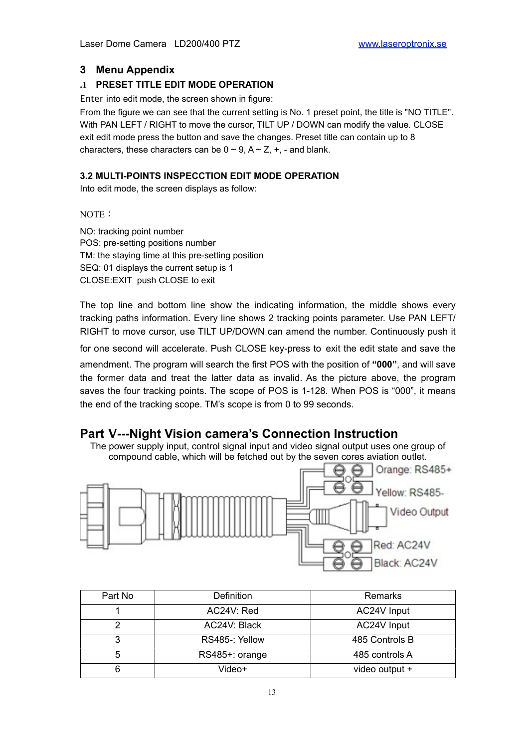## 3 Menu Appendix

### .1 PRESET TITLE EDIT MODE OPERATION

Enter into edit mode, the screen shown in figure:

From the figure we can see that the current setting is No. 1 preset point, the title is "NO TITLE". With PAN LEFT / RIGHT to move the cursor, TILT UP / DOWN can modify the value. CLOSE exit edit mode press the button and save the changes. Preset title can contain up to 8 characters, these characters can be 0 ~ 9, A ~ Z, +, - and blank.

### 3.2 MULTI-POINTS INSPECCTION EDIT MODE OPERATION

Into edit mode, the screen displays as follow:

NOTE：

NO: tracking point number
POS: pre-setting positions number
TM: the staying time at this pre-setting position
SEQ: 01 displays the current setup is 1
CLOSE:EXIT push CLOSE to exit

The top line and bottom line show the indicating information, the middle shows every tracking paths information. Every line shows 2 tracking points parameter. Use PAN LEFT/ RIGHT to move cursor, use TILT UP/DOWN can amend the number. Continuously push it for one second will accelerate. Push CLOSE key-press to exit the edit state and save the amendment. The program will search the first POS with the position of **"000"**, and will save the former data and treat the latter data as invalid. As the picture above, the program saves the four tracking points. The scope of POS is 1-128. When POS is "000", it means the end of the tracking scope. TM's scope is from 0 to 99 seconds.

# Part V---Night Vision camera's Connection Instruction

The power supply input, control signal input and video signal output uses one group of compound cable, which will be fetched out by the seven cores aviation outlet.

Orange: RS485+
Yellow: RS485-
Video Output
Red: AC24V
Black: AC24V

| Part No | Definition | Remarks |
|---|---|---|
| 1 | AC24V: Red | AC24V Input |
| 2 | AC24V: Black | AC24V Input |
| 3 | RS485-: Yellow | 485 Controls B |
| 5 | RS485+: orange | 485 controls A |
| 6 | Video+ | video output + |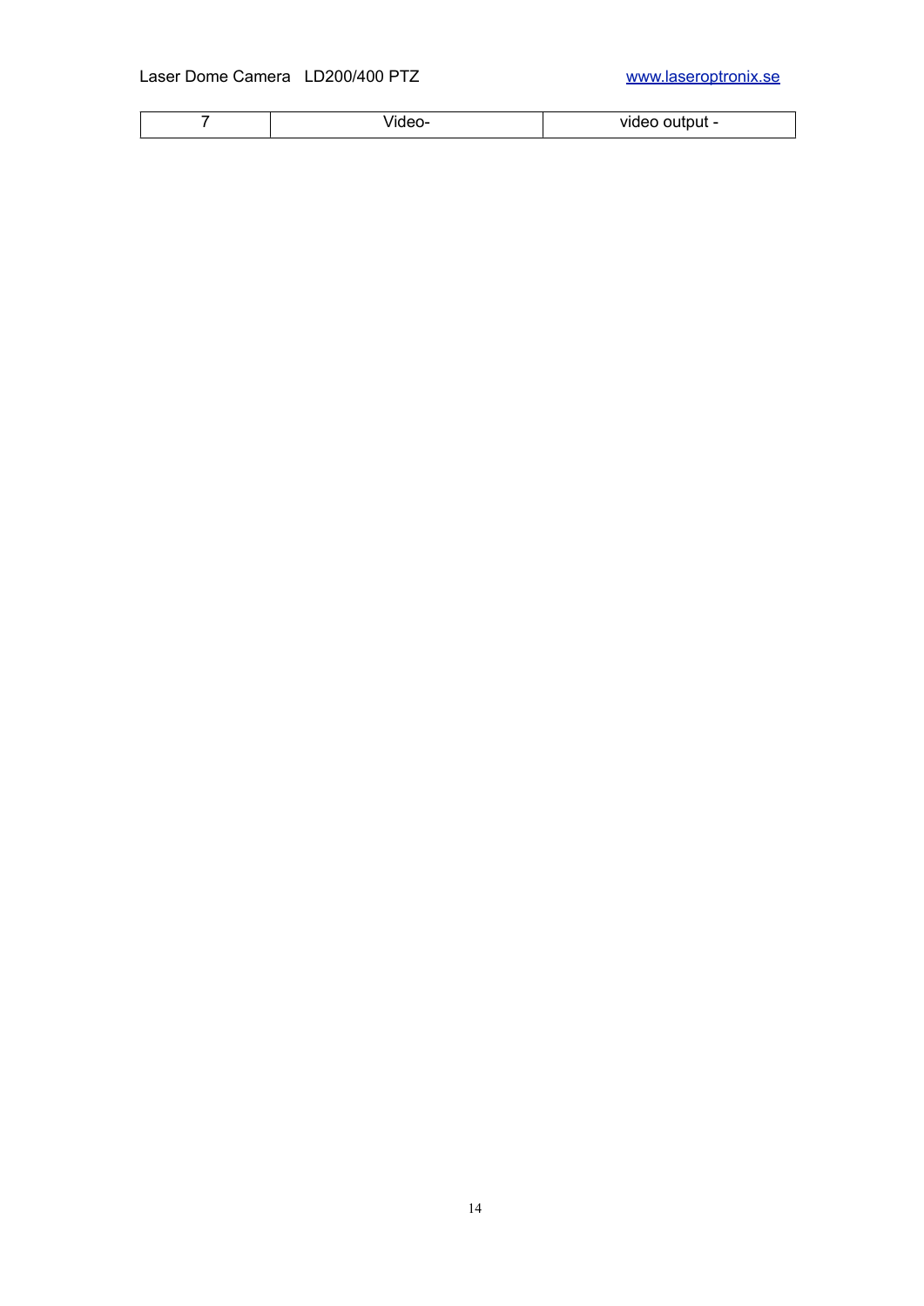| | | |
|---|---|---|
| 7 | Video- | video output - |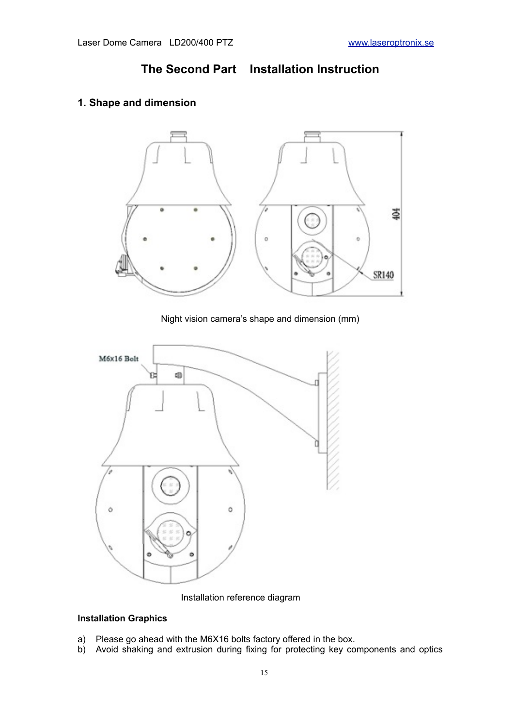# The Second Part  Installation Instruction

## 1. Shape and dimension

Night vision camera's shape and dimension (mm)

Installation reference diagram

**Installation Graphics**

a) Please go ahead with the M6X16 bolts factory offered in the box.
b) Avoid shaking and extrusion during fixing for protecting key components and optics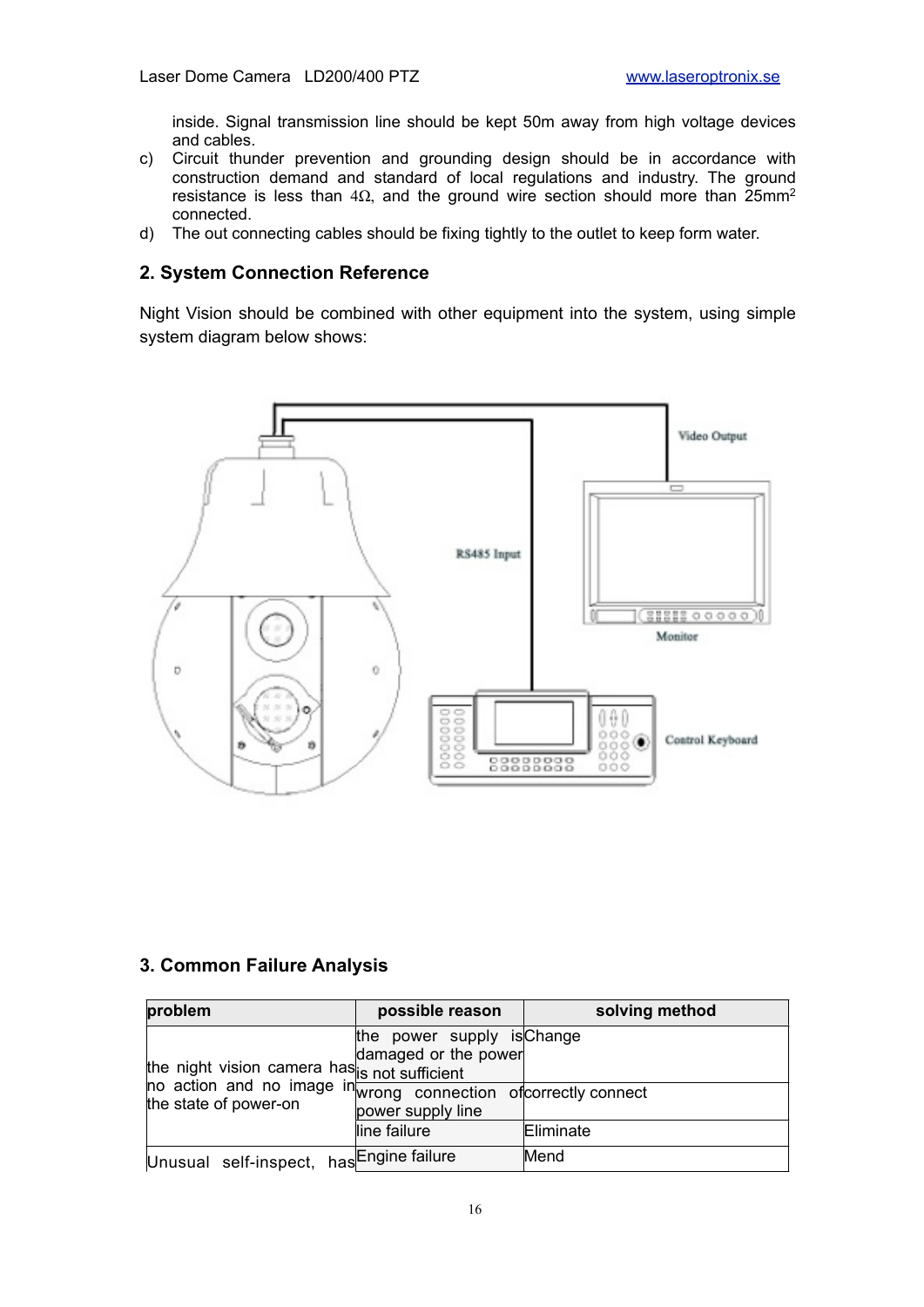inside. Signal transmission line should be kept 50m away from high voltage devices and cables.

c) Circuit thunder prevention and grounding design should be in accordance with construction demand and standard of local regulations and industry. The ground resistance is less than 4Ω, and the ground wire section should more than 25mm$^2$ connected.

d) The out connecting cables should be fixing tightly to the outlet to keep form water.

## 2. System Connection Reference

Night Vision should be combined with other equipment into the system, using simple system diagram below shows:

## 3. Common Failure Analysis

| problem | possible reason | solving method |
|---|---|---|
| the night vision camera has no action and no image in the state of power-on | the power supply is damaged or the power is not sufficient | Change |
| | wrong connection of power supply line | correctly connect |
| | line failure | Eliminate |
| Unusual self-inspect, has | Engine failure | Mend |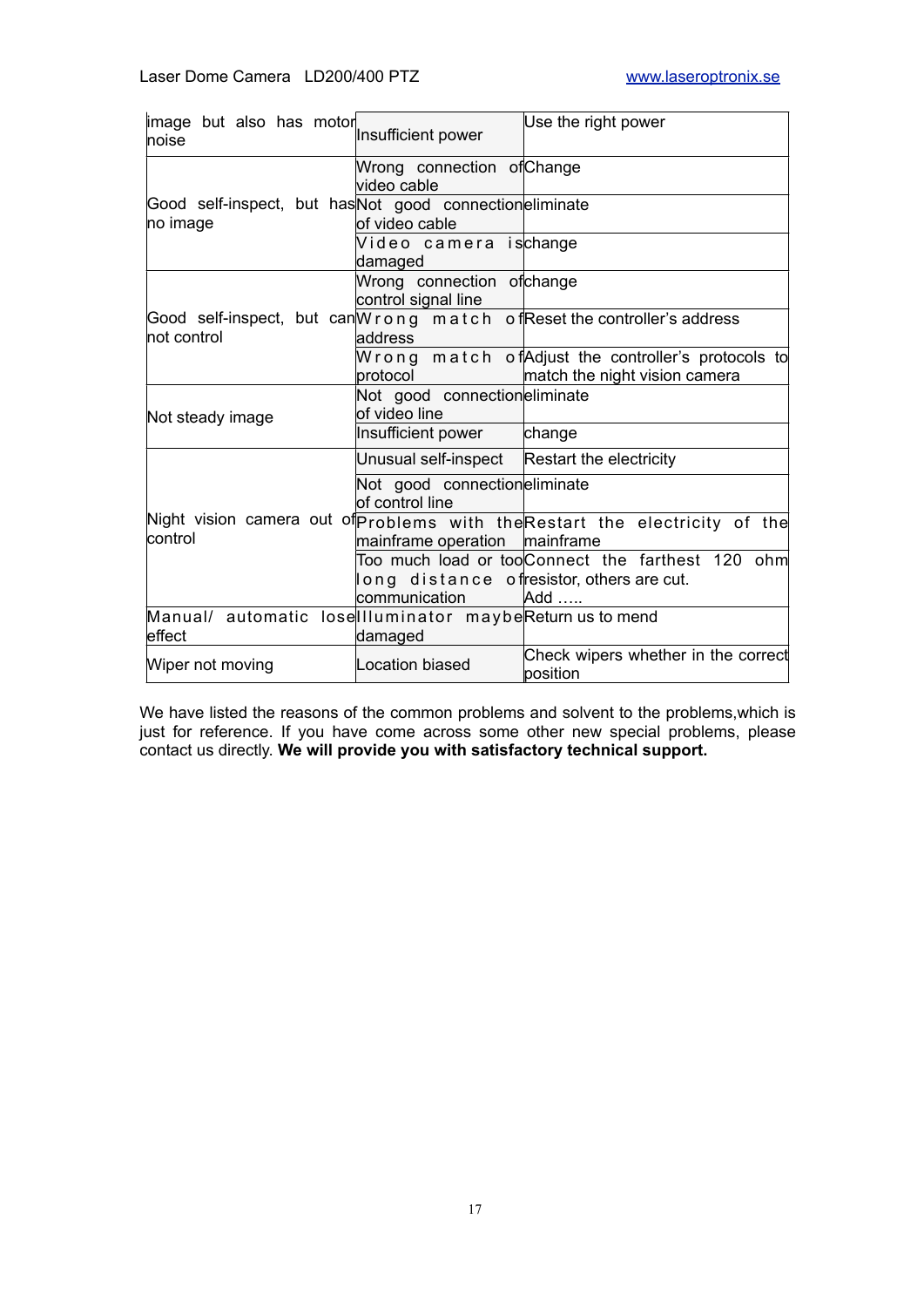| | | |
|---|---|---|
| image but also has motor noise | Insufficient power | Use the right power |
| Good self-inspect, but has no image | Wrong connection of video cable | Change |
| | Not good connection of video cable | eliminate |
| | Video camera is damaged | change |
| Good self-inspect, but can not control | Wrong connection of control signal line | change |
| | Wrong match of address | Reset the controller's address |
| | Wrong match of protocol | Adjust the controller's protocols to match the night vision camera |
| Not steady image | Not good connection of video line | eliminate |
| | Insufficient power | change |
| Night vision camera out of control | Unusual self-inspect | Restart the electricity |
| | Not good connection of control line | eliminate |
| | Problems with the mainframe operation | Restart the electricity of the mainframe |
| | Too much load or too long distance of communication | Connect the farthest 120 ohm resistor, others are cut. Add ….. |
| Manual/ automatic lose effect | Illuminator maybe damaged | Return us to mend |
| Wiper not moving | Location biased | Check wipers whether in the correct position |

We have listed the reasons of the common problems and solvent to the problems,which is just for reference. If you have come across some other new special problems, please contact us directly. **We will provide you with satisfactory technical support.**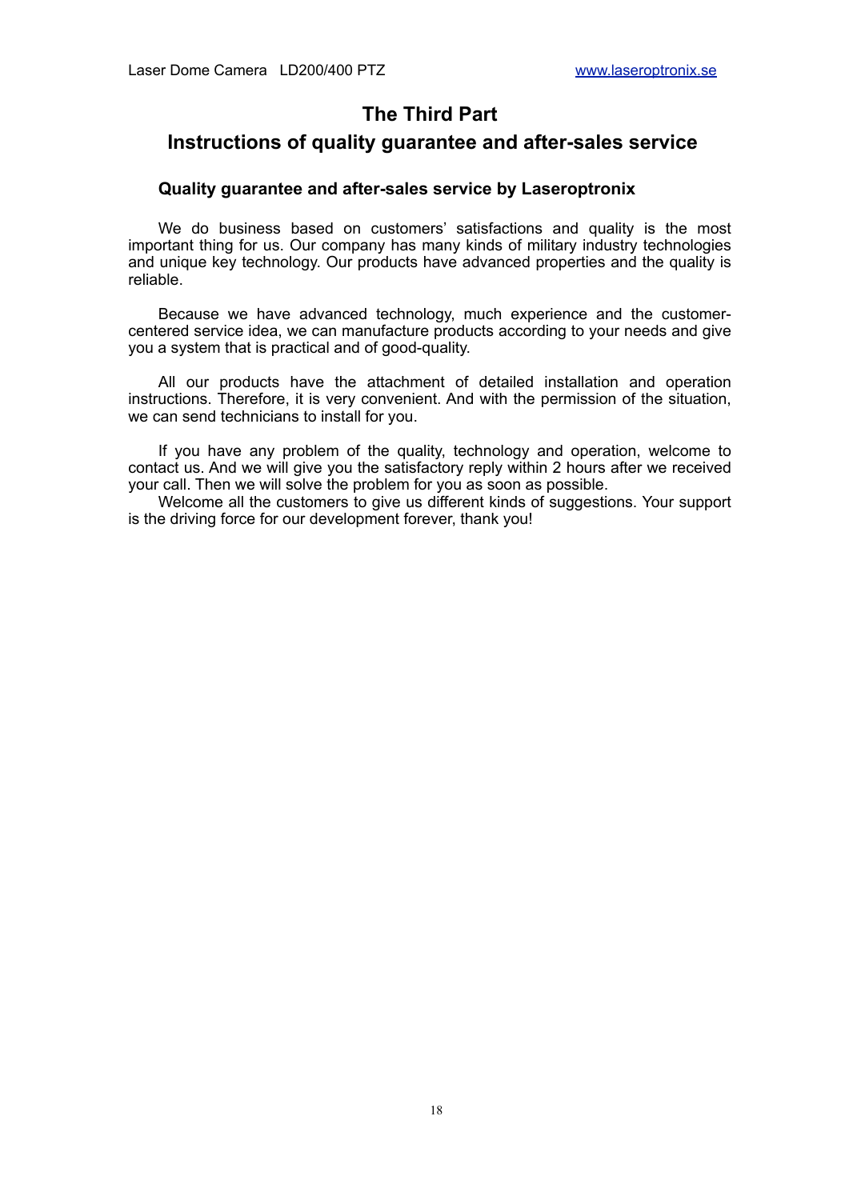# The Third Part

# Instructions of quality guarantee and after-sales service

### Quality guarantee and after-sales service by Laseroptronix

We do business based on customers' satisfactions and quality is the most important thing for us. Our company has many kinds of military industry technologies and unique key technology. Our products have advanced properties and the quality is reliable.

Because we have advanced technology, much experience and the customer-centered service idea, we can manufacture products according to your needs and give you a system that is practical and of good-quality.

All our products have the attachment of detailed installation and operation instructions. Therefore, it is very convenient. And with the permission of the situation, we can send technicians to install for you.

If you have any problem of the quality, technology and operation, welcome to contact us. And we will give you the satisfactory reply within 2 hours after we received your call. Then we will solve the problem for you as soon as possible.

Welcome all the customers to give us different kinds of suggestions. Your support is the driving force for our development forever, thank you!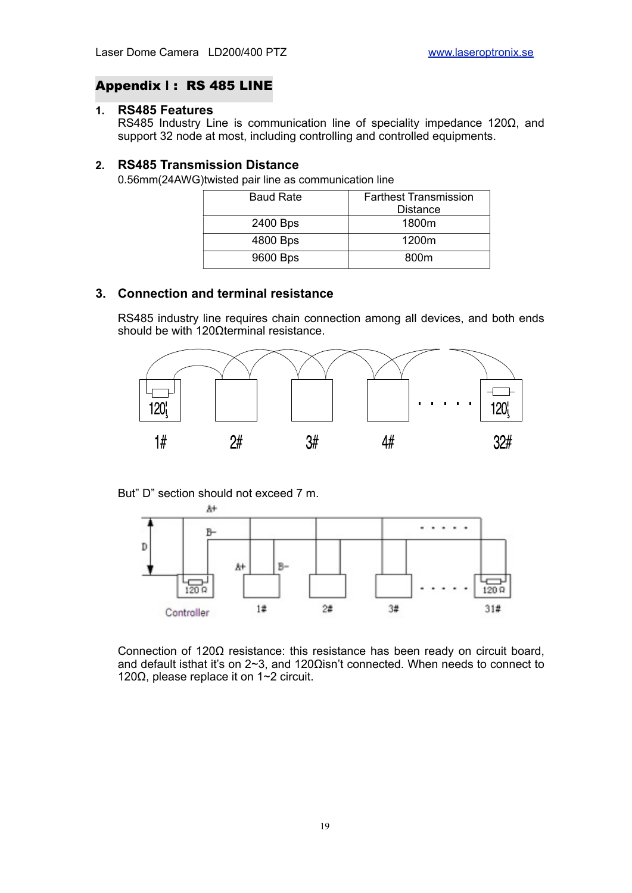## Appendix Ⅰ: RS 485 LINE

### 1. RS485 Features

RS485 Industry Line is communication line of speciality impedance 120Ω, and support 32 node at most, including controlling and controlled equipments.

### 2. RS485 Transmission Distance

0.56mm(24AWG)twisted pair line as communication line

| Baud Rate | Farthest Transmission Distance |
|---|---|
| 2400 Bps | 1800m |
| 4800 Bps | 1200m |
| 9600 Bps | 800m |

### 3. Connection and terminal resistance

RS485 industry line requires chain connection among all devices, and both ends should be with 120Ωterminal resistance.

But" D" section should not exceed 7 m.

Connection of 120Ω resistance: this resistance has been ready on circuit board, and default isthat it's on 2~3, and 120Ωisn't connected. When needs to connect to 120Ω, please replace it on 1~2 circuit.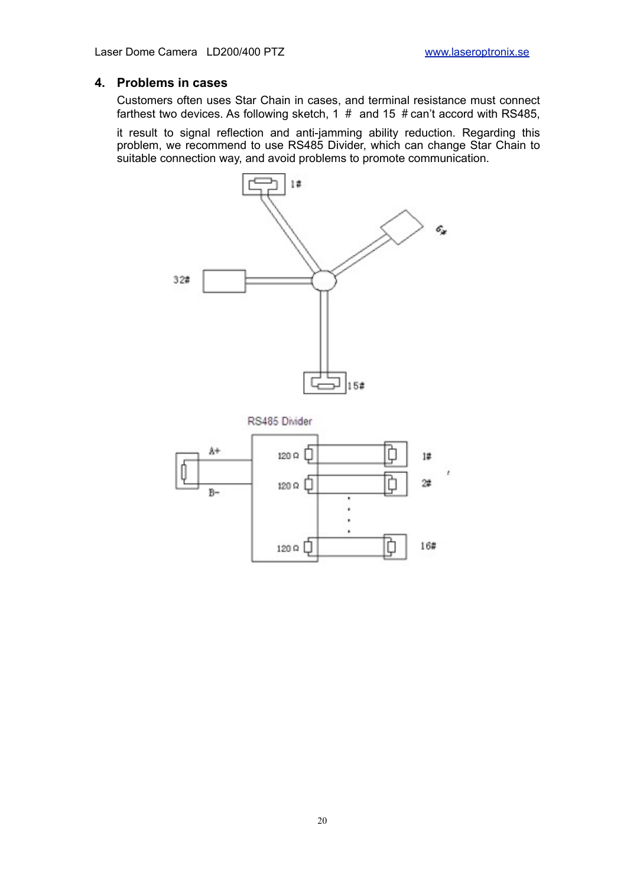## 4. Problems in cases

Customers often uses Star Chain in cases, and terminal resistance must connect farthest two devices. As following sketch, 1 # and 15 # can't accord with RS485, it result to signal reflection and anti-jamming ability reduction. Regarding this problem, we recommend to use RS485 Divider, which can change Star Chain to suitable connection way, and avoid problems to promote communication.

1#

6#

32#

15#

RS485 Divider

A+

B-

120 Ω

120 Ω

120 Ω

1#

2#

16#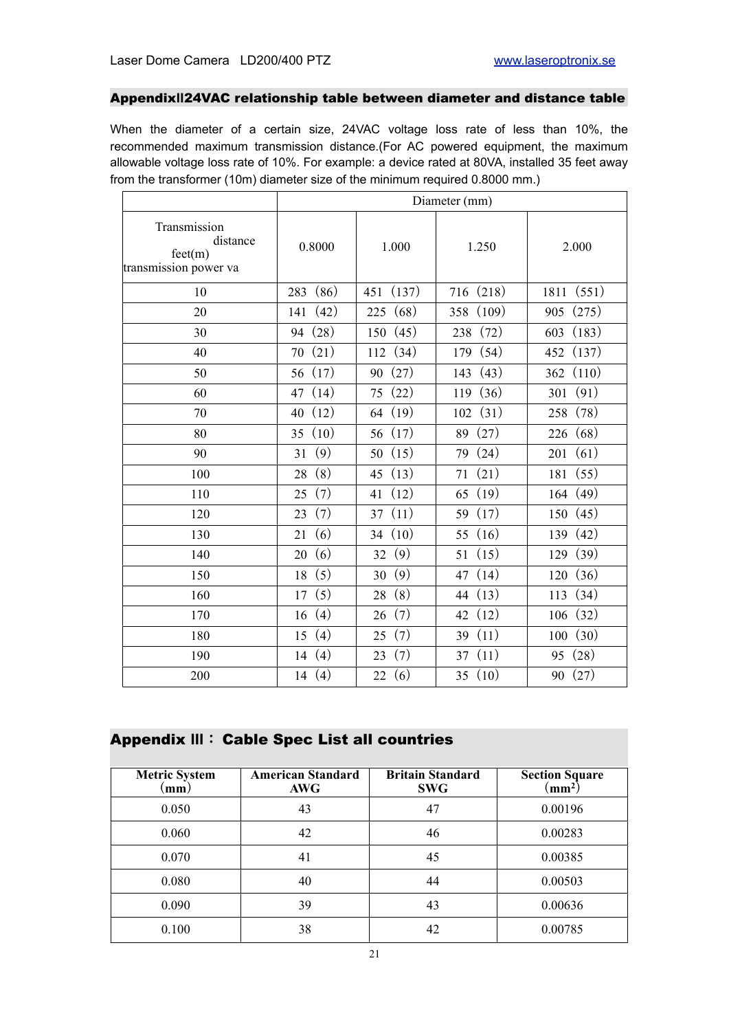## AppendixⅡ24VAC relationship table between diameter and distance table

When the diameter of a certain size, 24VAC voltage loss rate of less than 10%, the recommended maximum transmission distance.(For AC powered equipment, the maximum allowable voltage loss rate of 10%. For example: a device rated at 80VA, installed 35 feet away from the transformer (10m) diameter size of the minimum required 0.8000 mm.)

| | Diameter (mm) | | | |
|---|---|---|---|---|
| Transmission distance feet(m) transmission power va | 0.8000 | 1.000 | 1.250 | 2.000 |
| 10 | 283 (86) | 451 (137) | 716 (218) | 1811 (551) |
| 20 | 141 (42) | 225 (68) | 358 (109) | 905 (275) |
| 30 | 94 (28) | 150 (45) | 238 (72) | 603 (183) |
| 40 | 70 (21) | 112 (34) | 179 (54) | 452 (137) |
| 50 | 56 (17) | 90 (27) | 143 (43) | 362 (110) |
| 60 | 47 (14) | 75 (22) | 119 (36) | 301 (91) |
| 70 | 40 (12) | 64 (19) | 102 (31) | 258 (78) |
| 80 | 35 (10) | 56 (17) | 89 (27) | 226 (68) |
| 90 | 31 (9) | 50 (15) | 79 (24) | 201 (61) |
| 100 | 28 (8) | 45 (13) | 71 (21) | 181 (55) |
| 110 | 25 (7) | 41 (12) | 65 (19) | 164 (49) |
| 120 | 23 (7) | 37 (11) | 59 (17) | 150 (45) |
| 130 | 21 (6) | 34 (10) | 55 (16) | 139 (42) |
| 140 | 20 (6) | 32 (9) | 51 (15) | 129 (39) |
| 150 | 18 (5) | 30 (9) | 47 (14) | 120 (36) |
| 160 | 17 (5) | 28 (8) | 44 (13) | 113 (34) |
| 170 | 16 (4) | 26 (7) | 42 (12) | 106 (32) |
| 180 | 15 (4) | 25 (7) | 39 (11) | 100 (30) |
| 190 | 14 (4) | 23 (7) | 37 (11) | 95 (28) |
| 200 | 14 (4) | 22 (6) | 35 (10) | 90 (27) |

## Appendix Ⅲ： Cable Spec List all countries

| Metric System (mm) | American Standard AWG | Britain Standard SWG | Section Square (mm²) |
|---|---|---|---|
| 0.050 | 43 | 47 | 0.00196 |
| 0.060 | 42 | 46 | 0.00283 |
| 0.070 | 41 | 45 | 0.00385 |
| 0.080 | 40 | 44 | 0.00503 |
| 0.090 | 39 | 43 | 0.00636 |
| 0.100 | 38 | 42 | 0.00785 |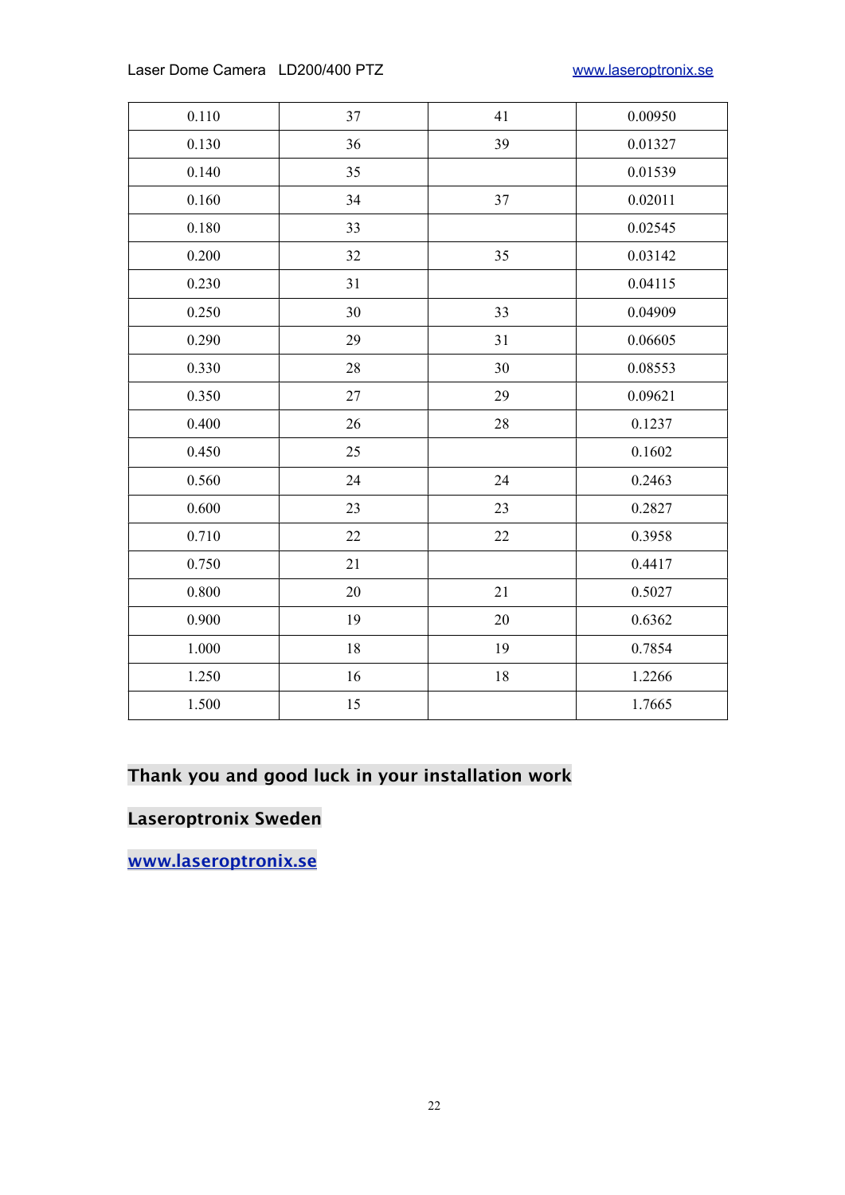| | | | |
|---|---|---|---|
| 0.110 | 37 | 41 | 0.00950 |
| 0.130 | 36 | 39 | 0.01327 |
| 0.140 | 35 | | 0.01539 |
| 0.160 | 34 | 37 | 0.02011 |
| 0.180 | 33 | | 0.02545 |
| 0.200 | 32 | 35 | 0.03142 |
| 0.230 | 31 | | 0.04115 |
| 0.250 | 30 | 33 | 0.04909 |
| 0.290 | 29 | 31 | 0.06605 |
| 0.330 | 28 | 30 | 0.08553 |
| 0.350 | 27 | 29 | 0.09621 |
| 0.400 | 26 | 28 | 0.1237 |
| 0.450 | 25 | | 0.1602 |
| 0.560 | 24 | 24 | 0.2463 |
| 0.600 | 23 | 23 | 0.2827 |
| 0.710 | 22 | 22 | 0.3958 |
| 0.750 | 21 | | 0.4417 |
| 0.800 | 20 | 21 | 0.5027 |
| 0.900 | 19 | 20 | 0.6362 |
| 1.000 | 18 | 19 | 0.7854 |
| 1.250 | 16 | 18 | 1.2266 |
| 1.500 | 15 | | 1.7665 |

**Thank you and good luck in your installation work**

**Laseroptronix Sweden**

**www.laseroptronix.se**